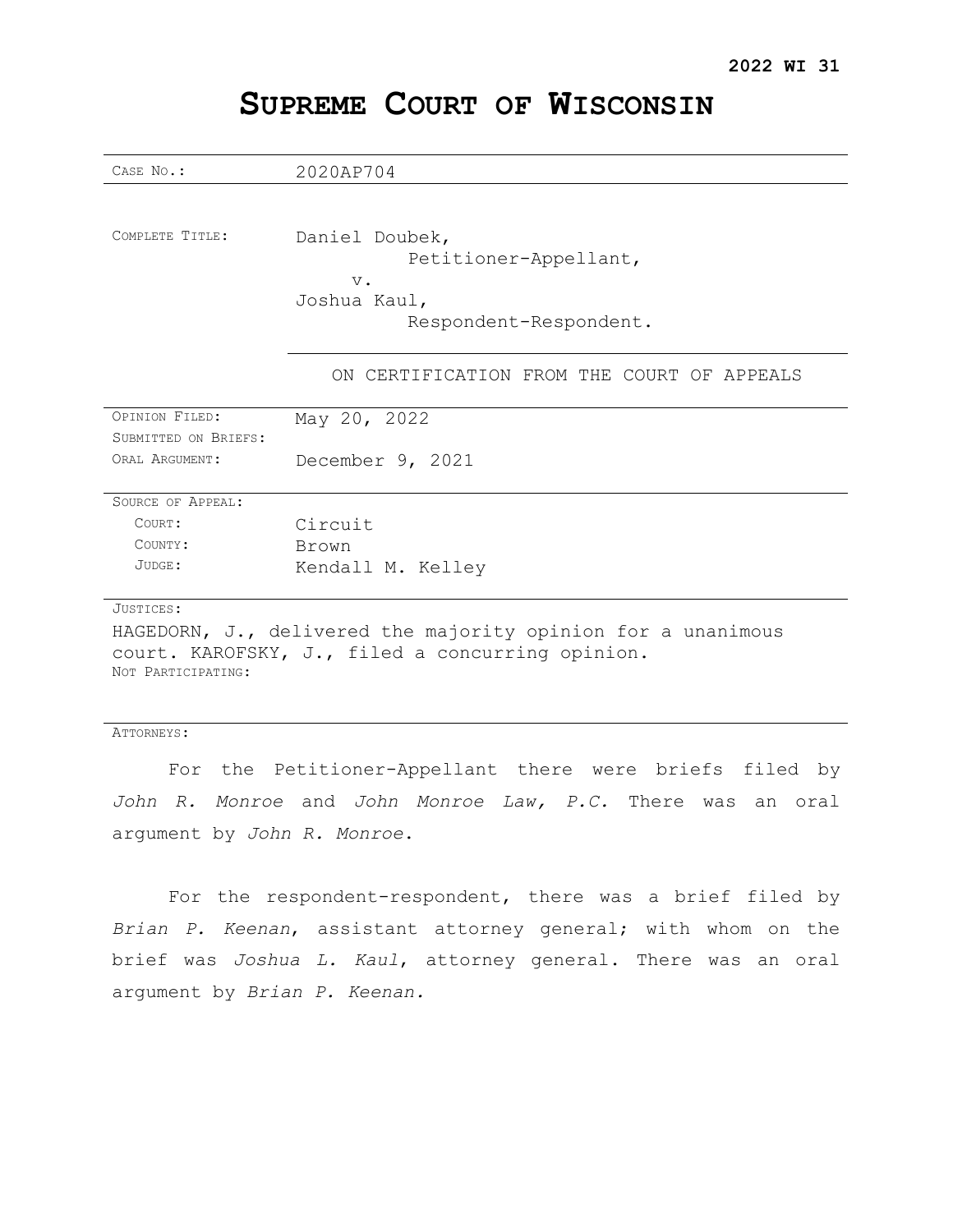**2022 WI 31**

# SUPREME COURT OF WISCONSIN

| | |
|---|---|
| CASE NO.: | 2020AP704 |
| COMPLETE TITLE: | Daniel Doubek,<br>Petitioner-Appellant,<br>v.<br>Joshua Kaul,<br>Respondent-Respondent. |
| | ON CERTIFICATION FROM THE COURT OF APPEALS |
| OPINION FILED: | May 20, 2022 |
| SUBMITTED ON BRIEFS: | |
| ORAL ARGUMENT: | December 9, 2021 |
| SOURCE OF APPEAL: | |
| COURT: | Circuit |
| COUNTY: | Brown |
| JUDGE: | Kendall M. Kelley |

JUSTICES:

HAGEDORN, J., delivered the majority opinion for a unanimous court. KAROFSKY, J., filed a concurring opinion.

NOT PARTICIPATING:

ATTORNEYS:

For the Petitioner-Appellant there were briefs filed by *John R. Monroe* and *John Monroe Law, P.C.* There was an oral argument by *John R. Monroe*.

For the respondent-respondent, there was a brief filed by *Brian P. Keenan*, assistant attorney general; with whom on the brief was *Joshua L. Kaul*, attorney general. There was an oral argument by *Brian P. Keenan.*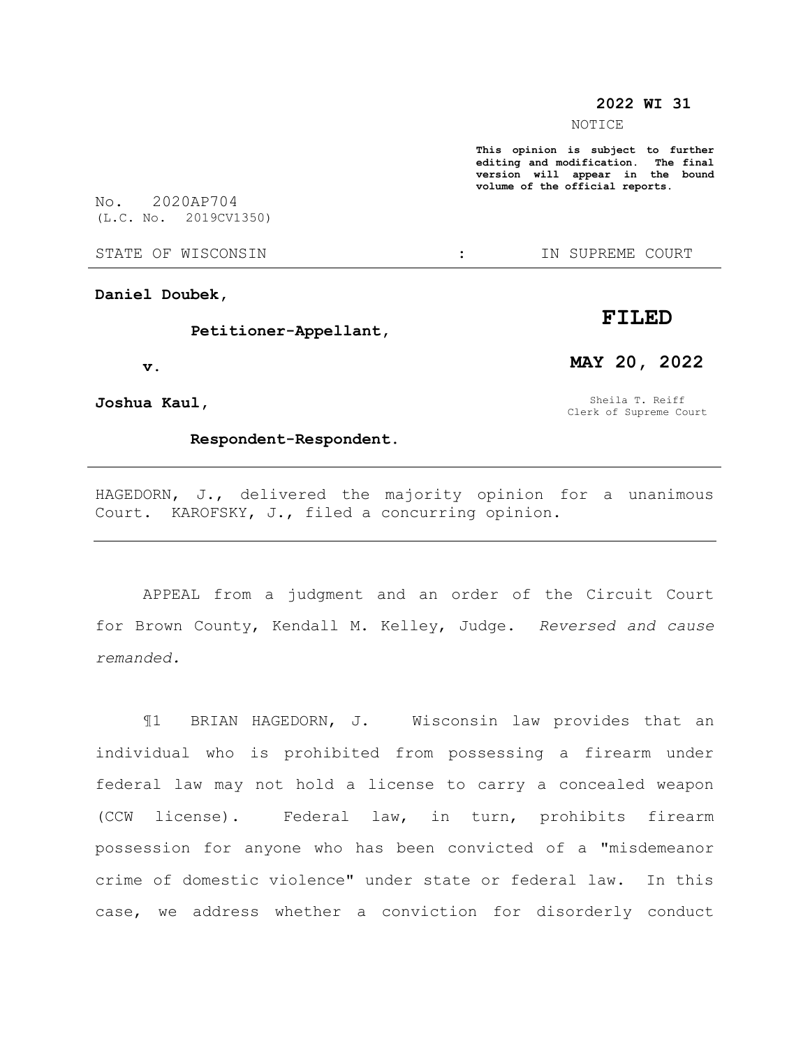**2022 WI 31**

NOTICE

**This opinion is subject to further editing and modification. The final version will appear in the bound volume of the official reports.**

No. 2020AP704
(L.C. No. 2019CV1350)

STATE OF WISCONSIN : IN SUPREME COURT

**Daniel Doubek,**

**Petitioner-Appellant,**

**v.**

**Joshua Kaul,**

**Respondent-Respondent.**

**FILED**

**MAY 20, 2022**

Sheila T. Reiff
Clerk of Supreme Court

---

HAGEDORN, J., delivered the majority opinion for a unanimous Court. KAROFSKY, J., filed a concurring opinion.

---

APPEAL from a judgment and an order of the Circuit Court for Brown County, Kendall M. Kelley, Judge. *Reversed and cause remanded.*

¶1 BRIAN HAGEDORN, J. Wisconsin law provides that an individual who is prohibited from possessing a firearm under federal law may not hold a license to carry a concealed weapon (CCW license). Federal law, in turn, prohibits firearm possession for anyone who has been convicted of a "misdemeanor crime of domestic violence" under state or federal law. In this case, we address whether a conviction for disorderly conduct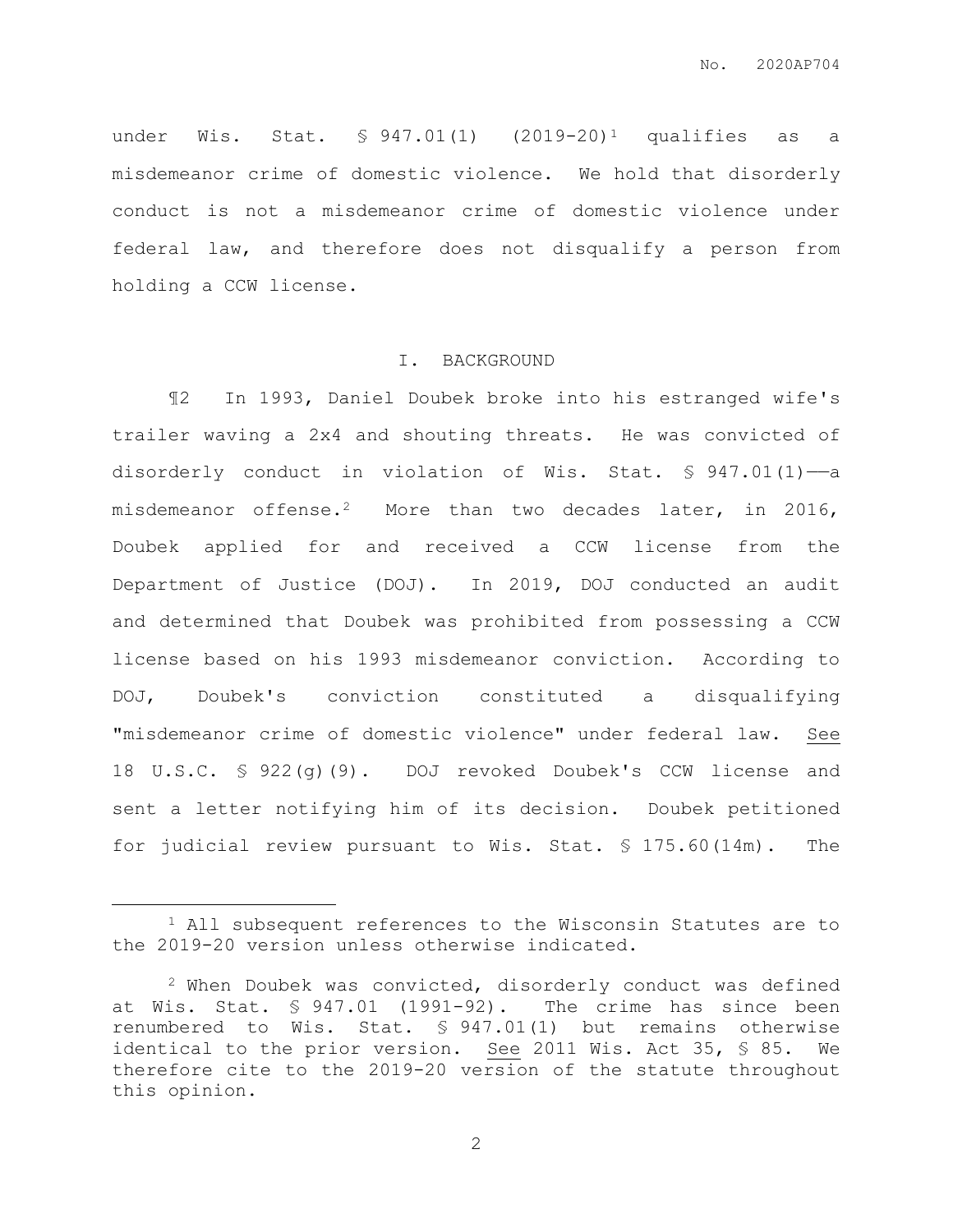under Wis. Stat. § 947.01(1) (2019-20)[1] qualifies as a misdemeanor crime of domestic violence. We hold that disorderly conduct is not a misdemeanor crime of domestic violence under federal law, and therefore does not disqualify a person from holding a CCW license.

## I. BACKGROUND

¶2 In 1993, Daniel Doubek broke into his estranged wife's trailer waving a 2x4 and shouting threats. He was convicted of disorderly conduct in violation of Wis. Stat. § 947.01(1)——a misdemeanor offense.[2] More than two decades later, in 2016, Doubek applied for and received a CCW license from the Department of Justice (DOJ). In 2019, DOJ conducted an audit and determined that Doubek was prohibited from possessing a CCW license based on his 1993 misdemeanor conviction. According to DOJ, Doubek's conviction constituted a disqualifying "misdemeanor crime of domestic violence" under federal law. See 18 U.S.C. § 922(g)(9). DOJ revoked Doubek's CCW license and sent a letter notifying him of its decision. Doubek petitioned for judicial review pursuant to Wis. Stat. § 175.60(14m). The

---

[1] All subsequent references to the Wisconsin Statutes are to the 2019-20 version unless otherwise indicated.

[2] When Doubek was convicted, disorderly conduct was defined at Wis. Stat. § 947.01 (1991-92). The crime has since been renumbered to Wis. Stat. § 947.01(1) but remains otherwise identical to the prior version. See 2011 Wis. Act 35, § 85. We therefore cite to the 2019-20 version of the statute throughout this opinion.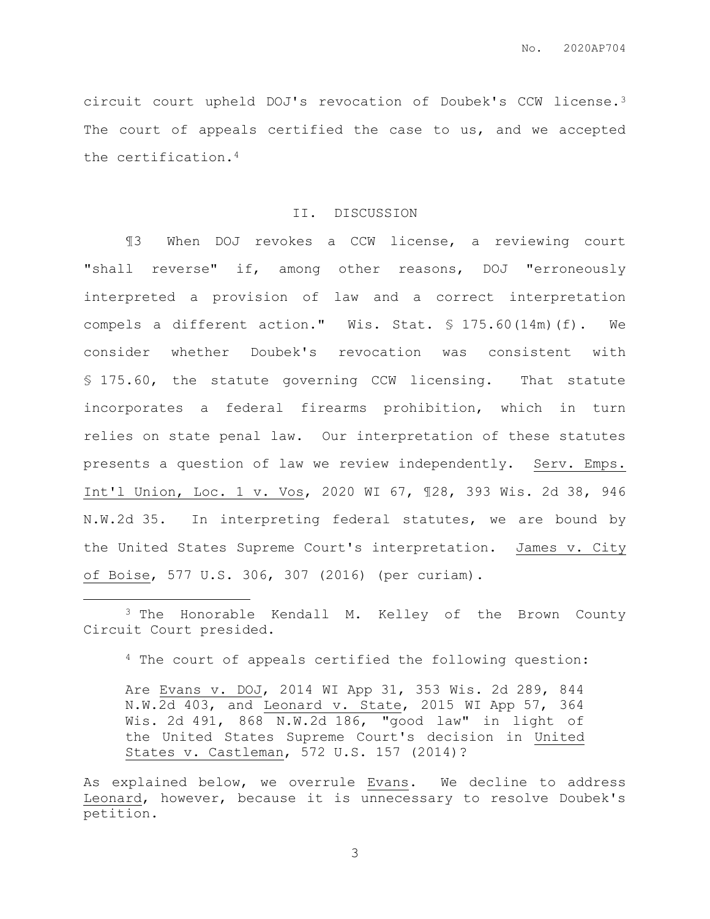circuit court upheld DOJ's revocation of Doubek's CCW license.[3] The court of appeals certified the case to us, and we accepted the certification.[4]

## II. DISCUSSION

¶3 When DOJ revokes a CCW license, a reviewing court "shall reverse" if, among other reasons, DOJ "erroneously interpreted a provision of law and a correct interpretation compels a different action." Wis. Stat. § 175.60(14m)(f). We consider whether Doubek's revocation was consistent with § 175.60, the statute governing CCW licensing. That statute incorporates a federal firearms prohibition, which in turn relies on state penal law. Our interpretation of these statutes presents a question of law we review independently. Serv. Emps. Int'l Union, Loc. 1 v. Vos, 2020 WI 67, ¶28, 393 Wis. 2d 38, 946 N.W.2d 35. In interpreting federal statutes, we are bound by the United States Supreme Court's interpretation. James v. City of Boise, 577 U.S. 306, 307 (2016) (per curiam).

---

[3] The Honorable Kendall M. Kelley of the Brown County Circuit Court presided.

[4] The court of appeals certified the following question:

> Are Evans v. DOJ, 2014 WI App 31, 353 Wis. 2d 289, 844 N.W.2d 403, and Leonard v. State, 2015 WI App 57, 364 Wis. 2d 491, 868 N.W.2d 186, "good law" in light of the United States Supreme Court's decision in United States v. Castleman, 572 U.S. 157 (2014)?

As explained below, we overrule Evans. We decline to address Leonard, however, because it is unnecessary to resolve Doubek's petition.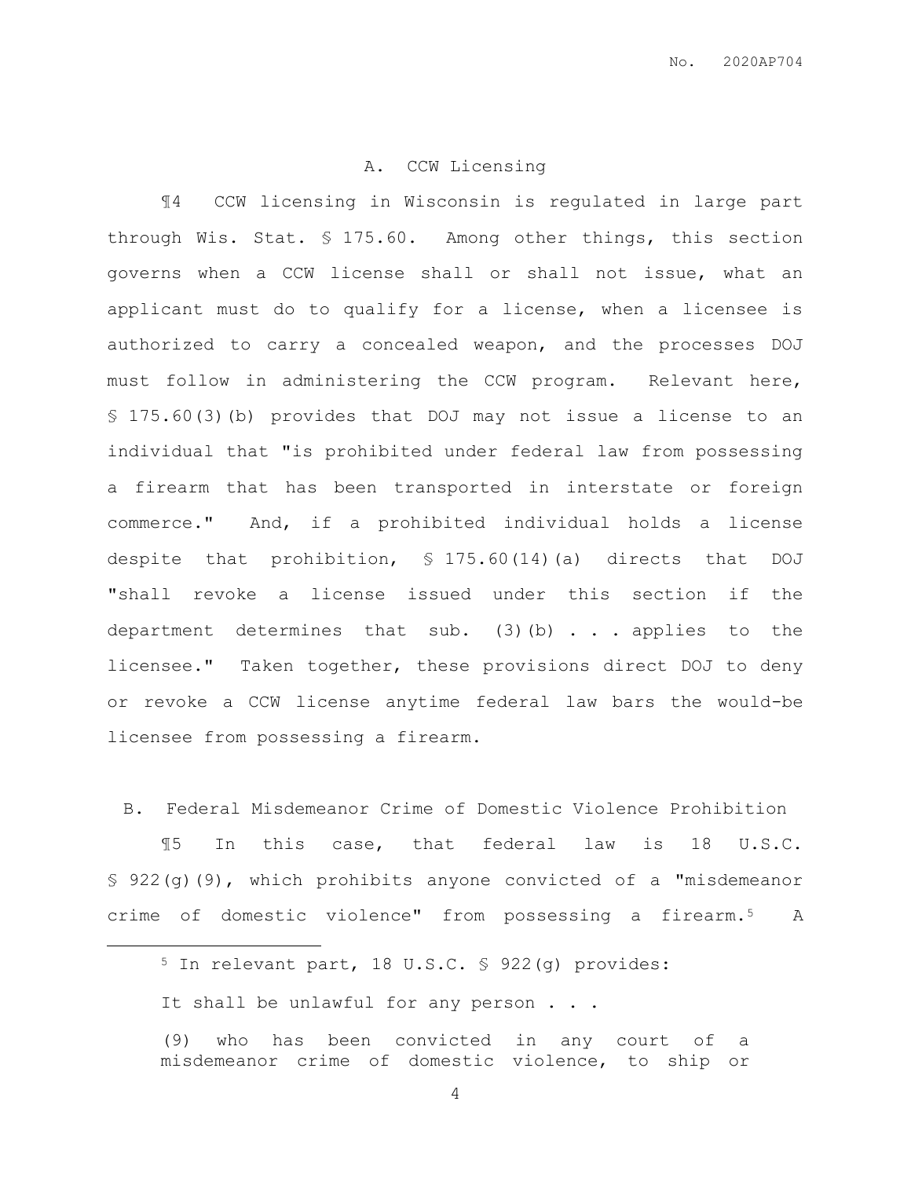### A. CCW Licensing

¶4 CCW licensing in Wisconsin is regulated in large part through Wis. Stat. § 175.60. Among other things, this section governs when a CCW license shall or shall not issue, what an applicant must do to qualify for a license, when a licensee is authorized to carry a concealed weapon, and the processes DOJ must follow in administering the CCW program. Relevant here, § 175.60(3)(b) provides that DOJ may not issue a license to an individual that "is prohibited under federal law from possessing a firearm that has been transported in interstate or foreign commerce." And, if a prohibited individual holds a license despite that prohibition, § 175.60(14)(a) directs that DOJ "shall revoke a license issued under this section if the department determines that sub. (3)(b) . . . applies to the licensee." Taken together, these provisions direct DOJ to deny or revoke a CCW license anytime federal law bars the would-be licensee from possessing a firearm.

### B. Federal Misdemeanor Crime of Domestic Violence Prohibition

¶5 In this case, that federal law is 18 U.S.C. § 922(g)(9), which prohibits anyone convicted of a "misdemeanor crime of domestic violence" from possessing a firearm.[5] A

---

[5] In relevant part, 18 U.S.C. § 922(g) provides:

> It shall be unlawful for any person . . .
>
> (9) who has been convicted in any court of a misdemeanor crime of domestic violence, to ship or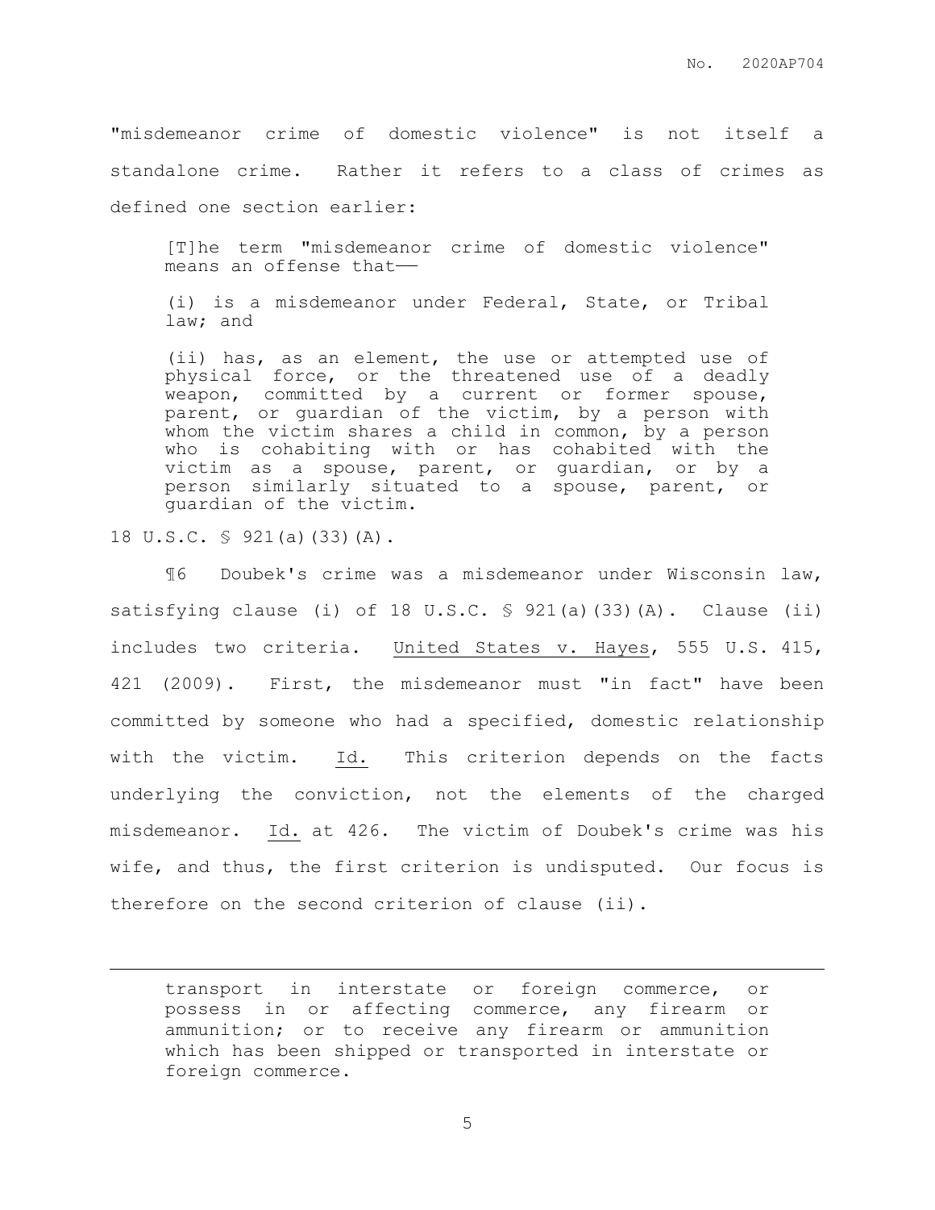"misdemeanor crime of domestic violence" is not itself a standalone crime. Rather it refers to a class of crimes as defined one section earlier:

> [T]he term "misdemeanor crime of domestic violence" means an offense that——
>
> (i) is a misdemeanor under Federal, State, or Tribal law; and
>
> (ii) has, as an element, the use or attempted use of physical force, or the threatened use of a deadly weapon, committed by a current or former spouse, parent, or guardian of the victim, by a person with whom the victim shares a child in common, by a person who is cohabiting with or has cohabited with the victim as a spouse, parent, or guardian, or by a person similarly situated to a spouse, parent, or guardian of the victim.

18 U.S.C. § 921(a)(33)(A).

¶6 Doubek's crime was a misdemeanor under Wisconsin law, satisfying clause (i) of 18 U.S.C. § 921(a)(33)(A). Clause (ii) includes two criteria. United States v. Hayes, 555 U.S. 415, 421 (2009). First, the misdemeanor must "in fact" have been committed by someone who had a specified, domestic relationship with the victim. Id. This criterion depends on the facts underlying the conviction, not the elements of the charged misdemeanor. Id. at 426. The victim of Doubek's crime was his wife, and thus, the first criterion is undisputed. Our focus is therefore on the second criterion of clause (ii).

---

> transport in interstate or foreign commerce, or possess in or affecting commerce, any firearm or ammunition; or to receive any firearm or ammunition which has been shipped or transported in interstate or foreign commerce.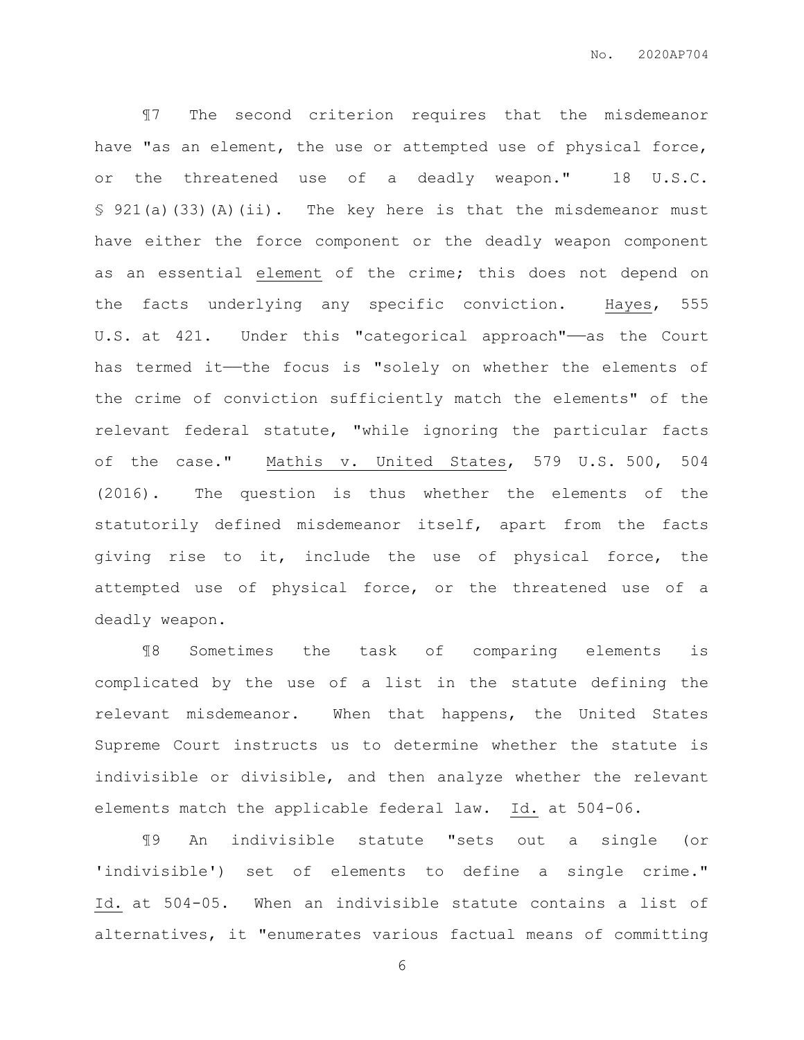¶7 The second criterion requires that the misdemeanor have "as an element, the use or attempted use of physical force, or the threatened use of a deadly weapon." 18 U.S.C. § 921(a)(33)(A)(ii). The key here is that the misdemeanor must have either the force component or the deadly weapon component as an essential <u>element</u> of the crime; this does not depend on the facts underlying any specific conviction. <u>Hayes</u>, 555 U.S. at 421. Under this "categorical approach"——as the Court has termed it——the focus is "solely on whether the elements of the crime of conviction sufficiently match the elements" of the relevant federal statute, "while ignoring the particular facts of the case." <u>Mathis v. United States</u>, 579 U.S. 500, 504 (2016). The question is thus whether the elements of the statutorily defined misdemeanor itself, apart from the facts giving rise to it, include the use of physical force, the attempted use of physical force, or the threatened use of a deadly weapon.

¶8 Sometimes the task of comparing elements is complicated by the use of a list in the statute defining the relevant misdemeanor. When that happens, the United States Supreme Court instructs us to determine whether the statute is indivisible or divisible, and then analyze whether the relevant elements match the applicable federal law. <u>Id.</u> at 504-06.

¶9 An indivisible statute "sets out a single (or 'indivisible') set of elements to define a single crime." <u>Id.</u> at 504-05. When an indivisible statute contains a list of alternatives, it "enumerates various factual means of committing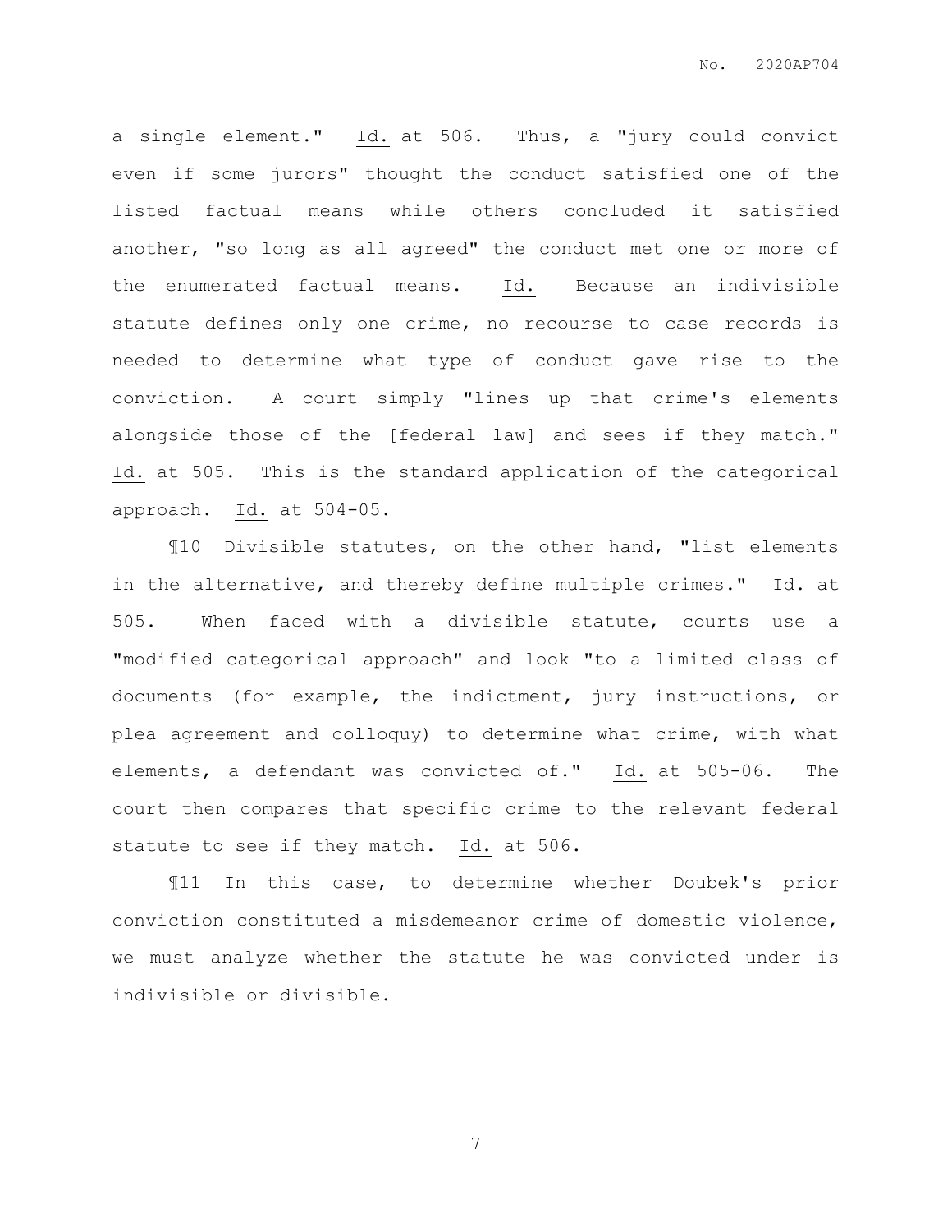a single element." Id. at 506. Thus, a "jury could convict even if some jurors" thought the conduct satisfied one of the listed factual means while others concluded it satisfied another, "so long as all agreed" the conduct met one or more of the enumerated factual means. Id. Because an indivisible statute defines only one crime, no recourse to case records is needed to determine what type of conduct gave rise to the conviction. A court simply "lines up that crime's elements alongside those of the [federal law] and sees if they match." Id. at 505. This is the standard application of the categorical approach. Id. at 504-05.

¶10 Divisible statutes, on the other hand, "list elements in the alternative, and thereby define multiple crimes." Id. at 505. When faced with a divisible statute, courts use a "modified categorical approach" and look "to a limited class of documents (for example, the indictment, jury instructions, or plea agreement and colloquy) to determine what crime, with what elements, a defendant was convicted of." Id. at 505-06. The court then compares that specific crime to the relevant federal statute to see if they match. Id. at 506.

¶11 In this case, to determine whether Doubek's prior conviction constituted a misdemeanor crime of domestic violence, we must analyze whether the statute he was convicted under is indivisible or divisible.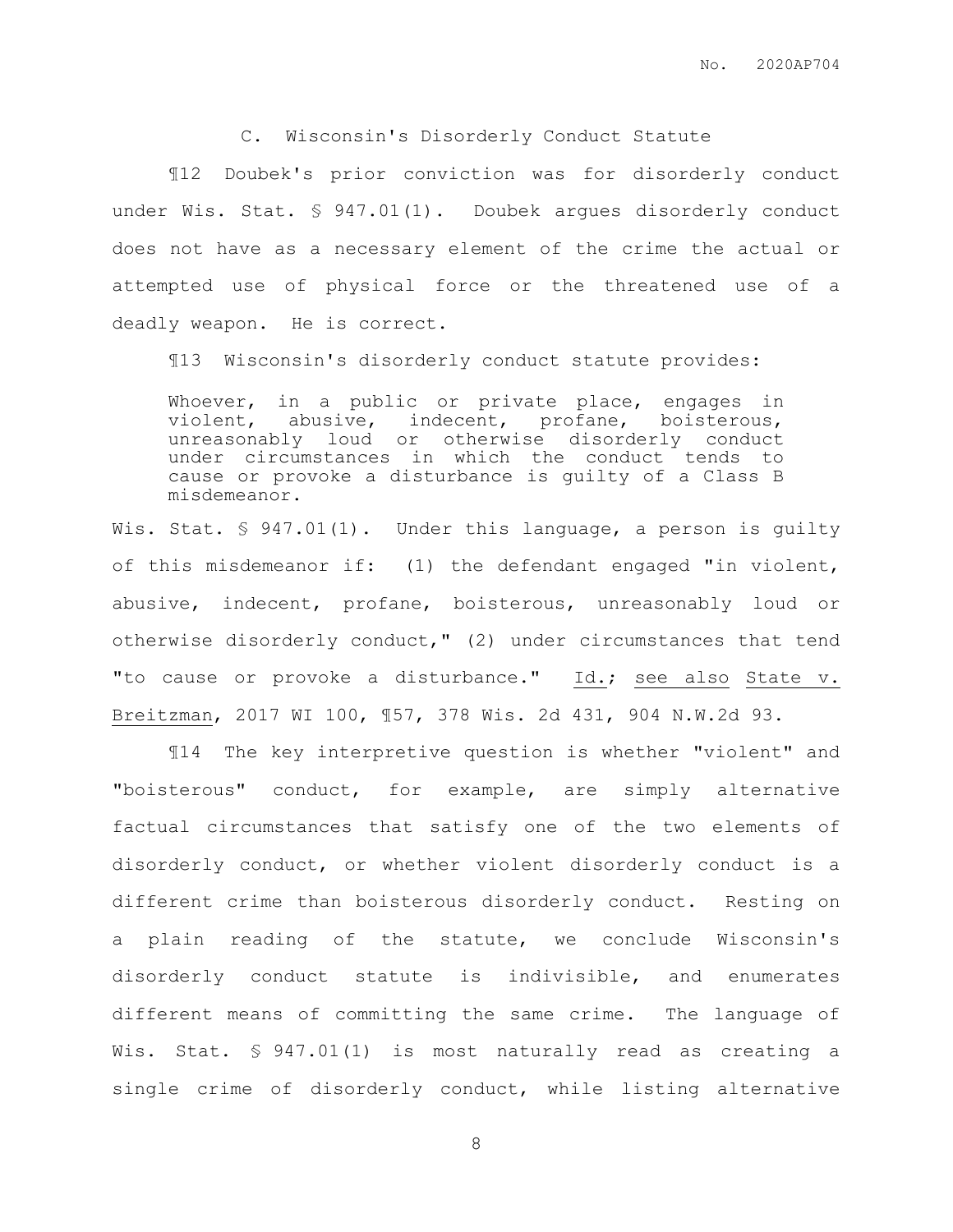### C. Wisconsin's Disorderly Conduct Statute

¶12 Doubek's prior conviction was for disorderly conduct under Wis. Stat. § 947.01(1). Doubek argues disorderly conduct does not have as a necessary element of the crime the actual or attempted use of physical force or the threatened use of a deadly weapon. He is correct.

¶13 Wisconsin's disorderly conduct statute provides:

> Whoever, in a public or private place, engages in violent, abusive, indecent, profane, boisterous, unreasonably loud or otherwise disorderly conduct under circumstances in which the conduct tends to cause or provoke a disturbance is guilty of a Class B misdemeanor.

Wis. Stat. § 947.01(1). Under this language, a person is guilty of this misdemeanor if: (1) the defendant engaged "in violent, abusive, indecent, profane, boisterous, unreasonably loud or otherwise disorderly conduct," (2) under circumstances that tend "to cause or provoke a disturbance." Id.; see also State v. Breitzman, 2017 WI 100, ¶57, 378 Wis. 2d 431, 904 N.W.2d 93.

¶14 The key interpretive question is whether "violent" and "boisterous" conduct, for example, are simply alternative factual circumstances that satisfy one of the two elements of disorderly conduct, or whether violent disorderly conduct is a different crime than boisterous disorderly conduct. Resting on a plain reading of the statute, we conclude Wisconsin's disorderly conduct statute is indivisible, and enumerates different means of committing the same crime. The language of Wis. Stat. § 947.01(1) is most naturally read as creating a single crime of disorderly conduct, while listing alternative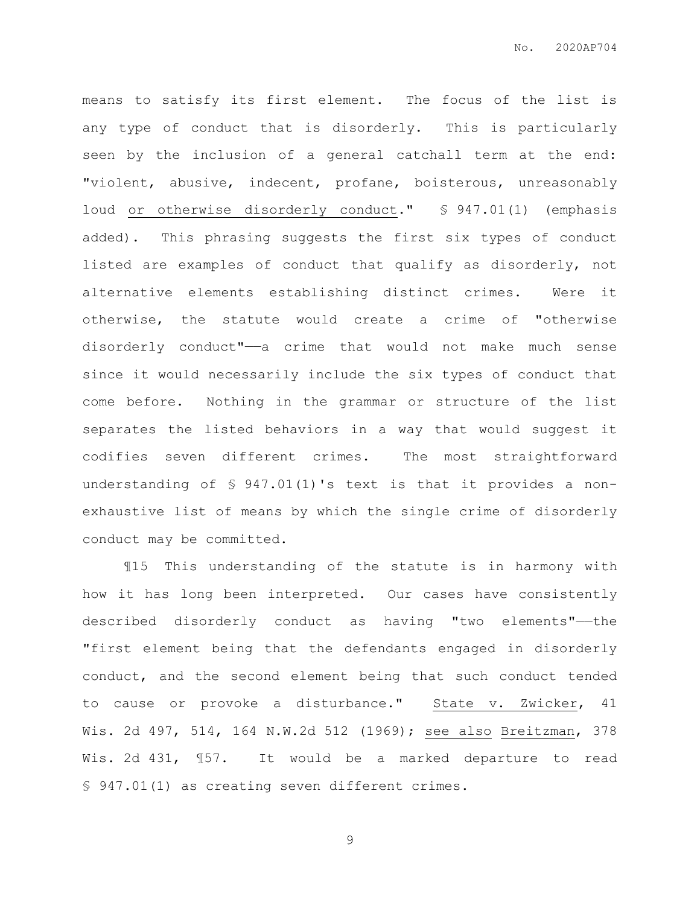means to satisfy its first element. The focus of the list is any type of conduct that is disorderly. This is particularly seen by the inclusion of a general catchall term at the end: "violent, abusive, indecent, profane, boisterous, unreasonably loud or otherwise disorderly conduct." § 947.01(1) (emphasis added). This phrasing suggests the first six types of conduct listed are examples of conduct that qualify as disorderly, not alternative elements establishing distinct crimes. Were it otherwise, the statute would create a crime of "otherwise disorderly conduct"——a crime that would not make much sense since it would necessarily include the six types of conduct that come before. Nothing in the grammar or structure of the list separates the listed behaviors in a way that would suggest it codifies seven different crimes. The most straightforward understanding of § 947.01(1)'s text is that it provides a non-exhaustive list of means by which the single crime of disorderly conduct may be committed.

¶15 This understanding of the statute is in harmony with how it has long been interpreted. Our cases have consistently described disorderly conduct as having "two elements"——the "first element being that the defendants engaged in disorderly conduct, and the second element being that such conduct tended to cause or provoke a disturbance." State v. Zwicker, 41 Wis. 2d 497, 514, 164 N.W.2d 512 (1969); see also Breitzman, 378 Wis. 2d 431, ¶57. It would be a marked departure to read § 947.01(1) as creating seven different crimes.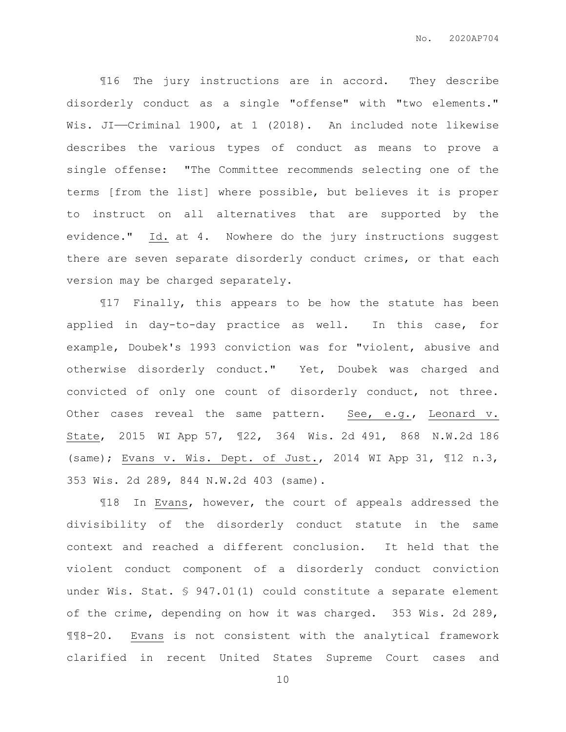¶16 The jury instructions are in accord. They describe disorderly conduct as a single "offense" with "two elements." Wis. JI——Criminal 1900, at 1 (2018). An included note likewise describes the various types of conduct as means to prove a single offense: "The Committee recommends selecting one of the terms [from the list] where possible, but believes it is proper to instruct on all alternatives that are supported by the evidence." Id. at 4. Nowhere do the jury instructions suggest there are seven separate disorderly conduct crimes, or that each version may be charged separately.

¶17 Finally, this appears to be how the statute has been applied in day-to-day practice as well. In this case, for example, Doubek's 1993 conviction was for "violent, abusive and otherwise disorderly conduct." Yet, Doubek was charged and convicted of only one count of disorderly conduct, not three. Other cases reveal the same pattern. See, e.g., Leonard v. State, 2015 WI App 57, ¶22, 364 Wis. 2d 491, 868 N.W.2d 186 (same); Evans v. Wis. Dept. of Just., 2014 WI App 31, ¶12 n.3, 353 Wis. 2d 289, 844 N.W.2d 403 (same).

¶18 In Evans, however, the court of appeals addressed the divisibility of the disorderly conduct statute in the same context and reached a different conclusion. It held that the violent conduct component of a disorderly conduct conviction under Wis. Stat. § 947.01(1) could constitute a separate element of the crime, depending on how it was charged. 353 Wis. 2d 289, ¶¶8-20. Evans is not consistent with the analytical framework clarified in recent United States Supreme Court cases and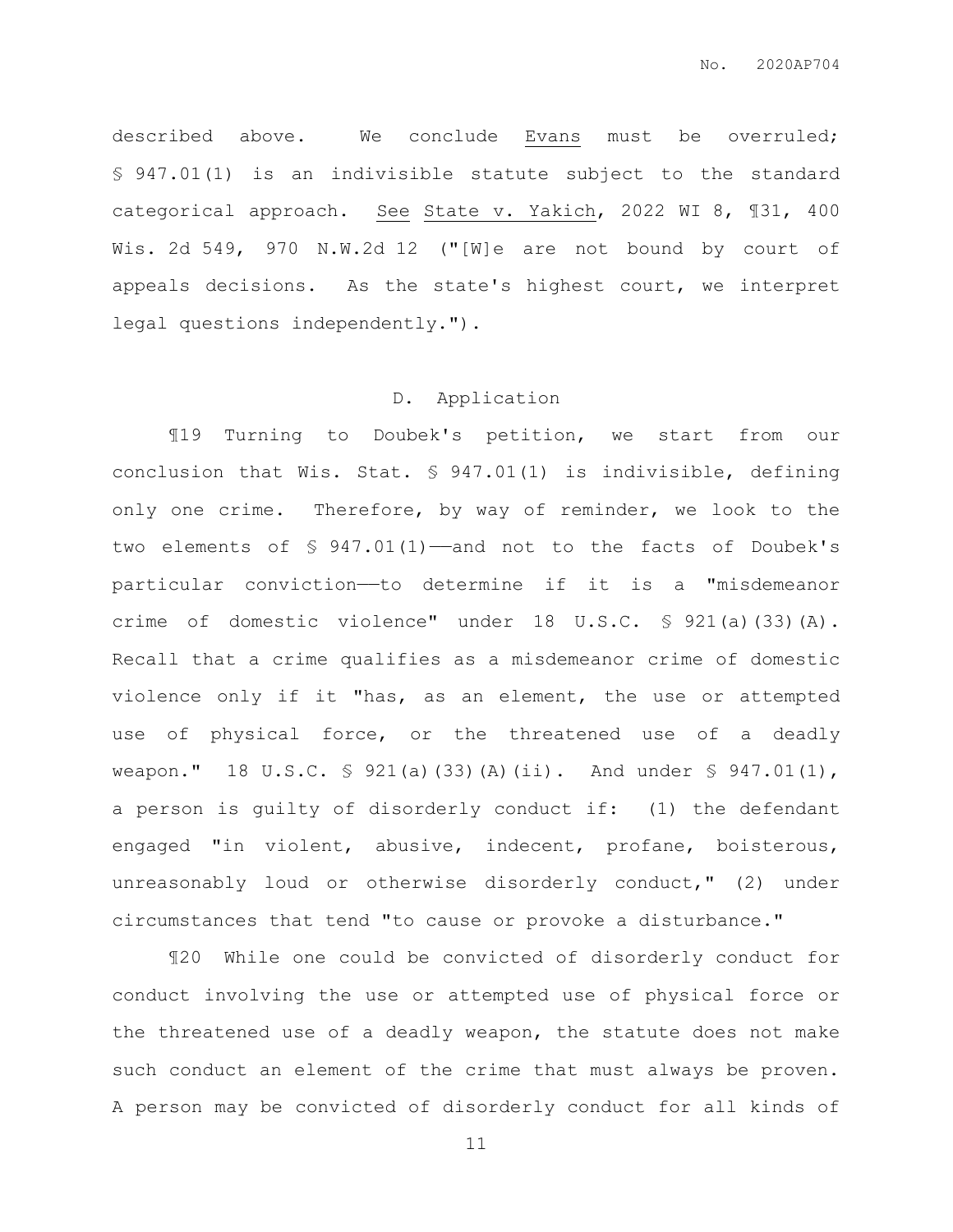described above. We conclude Evans must be overruled; § 947.01(1) is an indivisible statute subject to the standard categorical approach. See State v. Yakich, 2022 WI 8, ¶31, 400 Wis. 2d 549, 970 N.W.2d 12 ("[W]e are not bound by court of appeals decisions. As the state's highest court, we interpret legal questions independently.").

### D. Application

¶19 Turning to Doubek's petition, we start from our conclusion that Wis. Stat. § 947.01(1) is indivisible, defining only one crime. Therefore, by way of reminder, we look to the two elements of § 947.01(1)——and not to the facts of Doubek's particular conviction——to determine if it is a "misdemeanor crime of domestic violence" under 18 U.S.C. § 921(a)(33)(A). Recall that a crime qualifies as a misdemeanor crime of domestic violence only if it "has, as an element, the use or attempted use of physical force, or the threatened use of a deadly weapon." 18 U.S.C. § 921(a)(33)(A)(ii). And under § 947.01(1), a person is guilty of disorderly conduct if: (1) the defendant engaged "in violent, abusive, indecent, profane, boisterous, unreasonably loud or otherwise disorderly conduct," (2) under circumstances that tend "to cause or provoke a disturbance."

¶20 While one could be convicted of disorderly conduct for conduct involving the use or attempted use of physical force or the threatened use of a deadly weapon, the statute does not make such conduct an element of the crime that must always be proven. A person may be convicted of disorderly conduct for all kinds of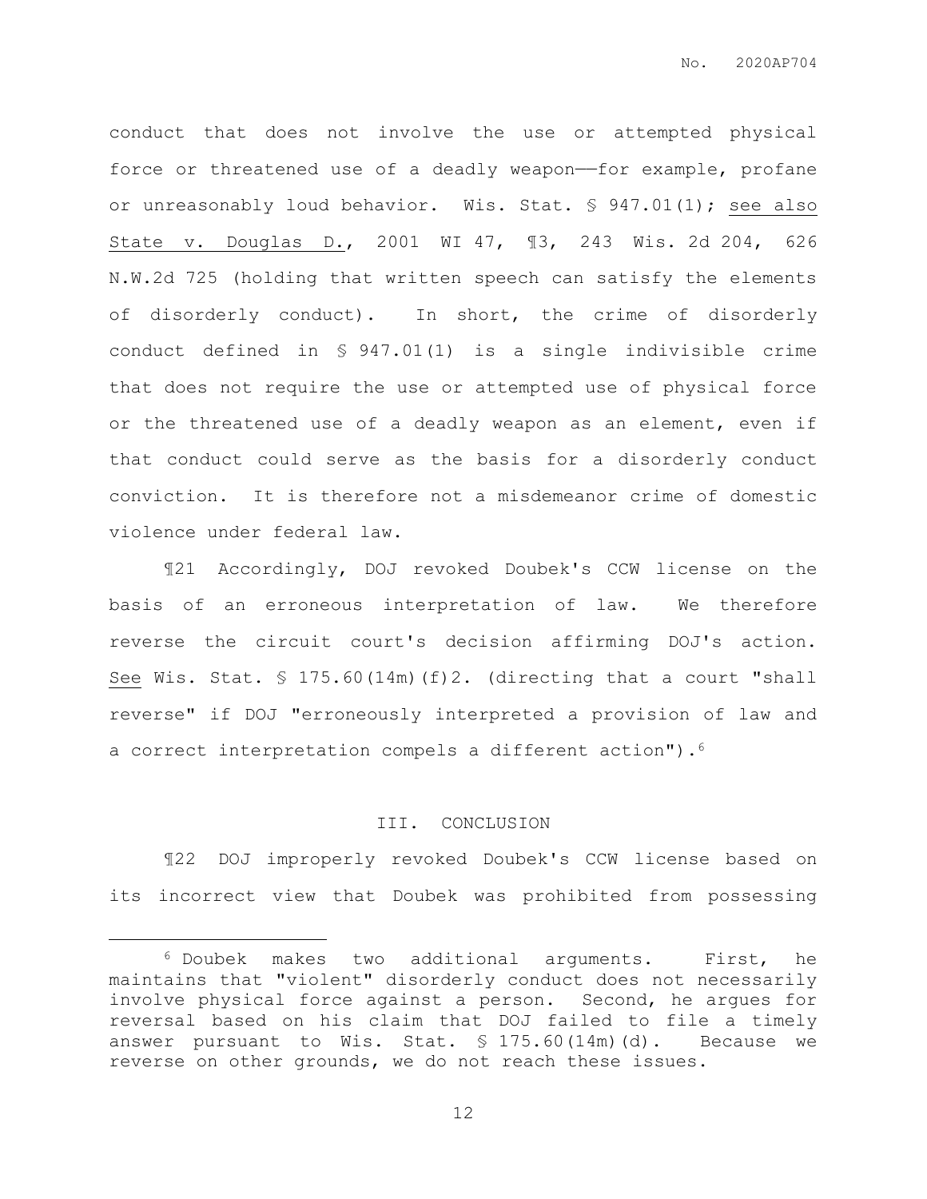conduct that does not involve the use or attempted physical force or threatened use of a deadly weapon——for example, profane or unreasonably loud behavior. Wis. Stat. § 947.01(1); see also State v. Douglas D., 2001 WI 47, ¶3, 243 Wis. 2d 204, 626 N.W.2d 725 (holding that written speech can satisfy the elements of disorderly conduct). In short, the crime of disorderly conduct defined in § 947.01(1) is a single indivisible crime that does not require the use or attempted use of physical force or the threatened use of a deadly weapon as an element, even if that conduct could serve as the basis for a disorderly conduct conviction. It is therefore not a misdemeanor crime of domestic violence under federal law.

¶21 Accordingly, DOJ revoked Doubek's CCW license on the basis of an erroneous interpretation of law. We therefore reverse the circuit court's decision affirming DOJ's action. See Wis. Stat. § 175.60(14m)(f)2. (directing that a court "shall reverse" if DOJ "erroneously interpreted a provision of law and a correct interpretation compels a different action").[6]

## III. CONCLUSION

¶22 DOJ improperly revoked Doubek's CCW license based on its incorrect view that Doubek was prohibited from possessing

---

[6] Doubek makes two additional arguments. First, he maintains that "violent" disorderly conduct does not necessarily involve physical force against a person. Second, he argues for reversal based on his claim that DOJ failed to file a timely answer pursuant to Wis. Stat. § 175.60(14m)(d). Because we reverse on other grounds, we do not reach these issues.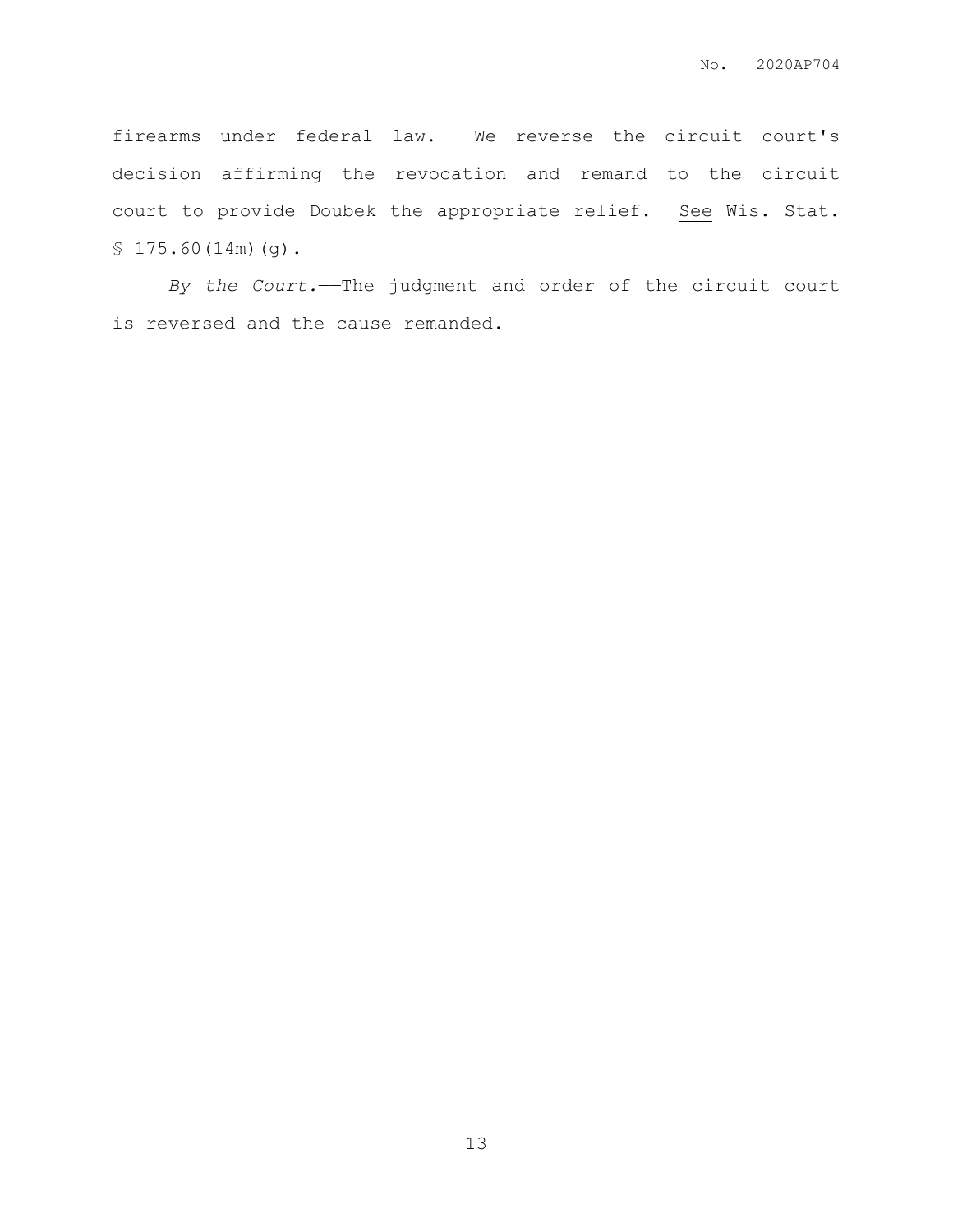firearms under federal law. We reverse the circuit court's decision affirming the revocation and remand to the circuit court to provide Doubek the appropriate relief. See Wis. Stat. § 175.60(14m)(g).

*By the Court.*——The judgment and order of the circuit court is reversed and the cause remanded.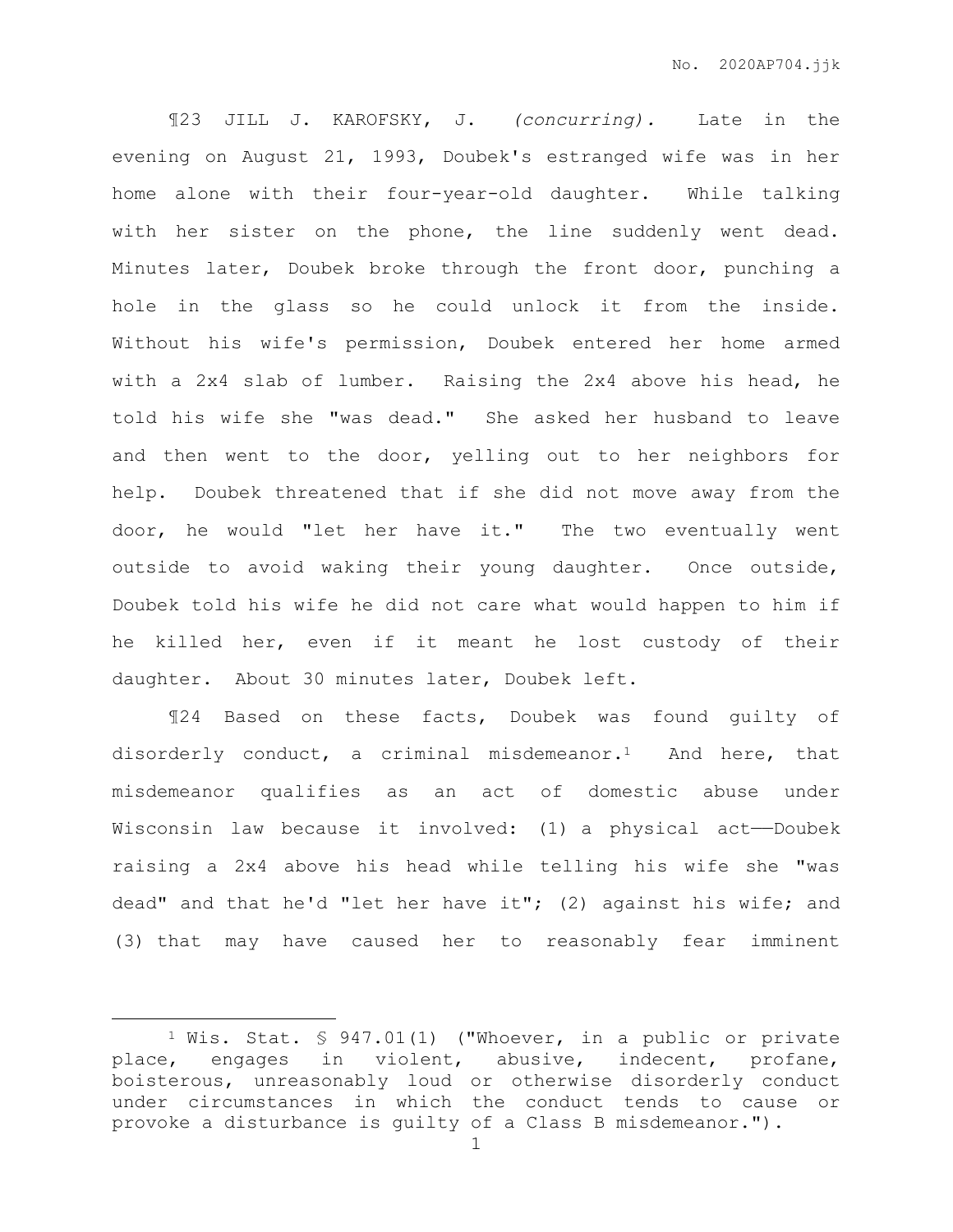¶23 JILL J. KAROFSKY, J. *(concurring).* Late in the evening on August 21, 1993, Doubek's estranged wife was in her home alone with their four-year-old daughter. While talking with her sister on the phone, the line suddenly went dead. Minutes later, Doubek broke through the front door, punching a hole in the glass so he could unlock it from the inside. Without his wife's permission, Doubek entered her home armed with a 2x4 slab of lumber. Raising the 2x4 above his head, he told his wife she "was dead." She asked her husband to leave and then went to the door, yelling out to her neighbors for help. Doubek threatened that if she did not move away from the door, he would "let her have it." The two eventually went outside to avoid waking their young daughter. Once outside, Doubek told his wife he did not care what would happen to him if he killed her, even if it meant he lost custody of their daughter. About 30 minutes later, Doubek left.

¶24 Based on these facts, Doubek was found guilty of disorderly conduct, a criminal misdemeanor.[1] And here, that misdemeanor qualifies as an act of domestic abuse under Wisconsin law because it involved: (1) a physical act——Doubek raising a 2x4 above his head while telling his wife she "was dead" and that he'd "let her have it"; (2) against his wife; and (3) that may have caused her to reasonably fear imminent

---

[1] Wis. Stat. § 947.01(1) ("Whoever, in a public or private place, engages in violent, abusive, indecent, profane, boisterous, unreasonably loud or otherwise disorderly conduct under circumstances in which the conduct tends to cause or provoke a disturbance is guilty of a Class B misdemeanor.").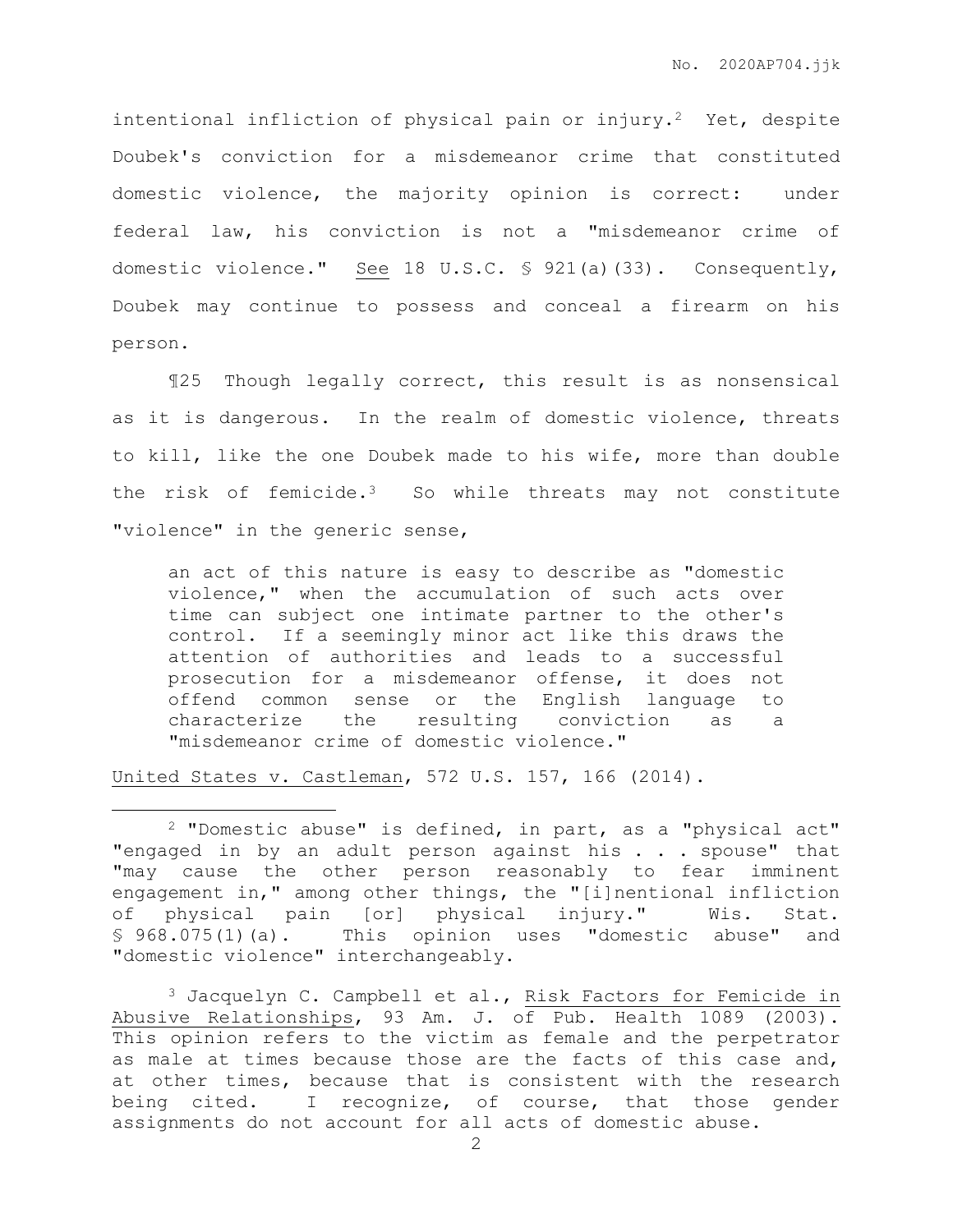intentional infliction of physical pain or injury.[2] Yet, despite Doubek's conviction for a misdemeanor crime that constituted domestic violence, the majority opinion is correct: under federal law, his conviction is not a "misdemeanor crime of domestic violence." See 18 U.S.C. § 921(a)(33). Consequently, Doubek may continue to possess and conceal a firearm on his person.

¶25 Though legally correct, this result is as nonsensical as it is dangerous. In the realm of domestic violence, threats to kill, like the one Doubek made to his wife, more than double the risk of femicide.[3] So while threats may not constitute "violence" in the generic sense,

> an act of this nature is easy to describe as "domestic violence," when the accumulation of such acts over time can subject one intimate partner to the other's control. If a seemingly minor act like this draws the attention of authorities and leads to a successful prosecution for a misdemeanor offense, it does not offend common sense or the English language to characterize the resulting conviction as a "misdemeanor crime of domestic violence."

United States v. Castleman, 572 U.S. 157, 166 (2014).

---

[2] "Domestic abuse" is defined, in part, as a "physical act" "engaged in by an adult person against his . . . spouse" that "may cause the other person reasonably to fear imminent engagement in," among other things, the "[i]nentional infliction of physical pain [or] physical injury." Wis. Stat. § 968.075(1)(a). This opinion uses "domestic abuse" and "domestic violence" interchangeably.

[3] Jacquelyn C. Campbell et al., Risk Factors for Femicide in Abusive Relationships, 93 Am. J. of Pub. Health 1089 (2003). This opinion refers to the victim as female and the perpetrator as male at times because those are the facts of this case and, at other times, because that is consistent with the research being cited. I recognize, of course, that those gender assignments do not account for all acts of domestic abuse.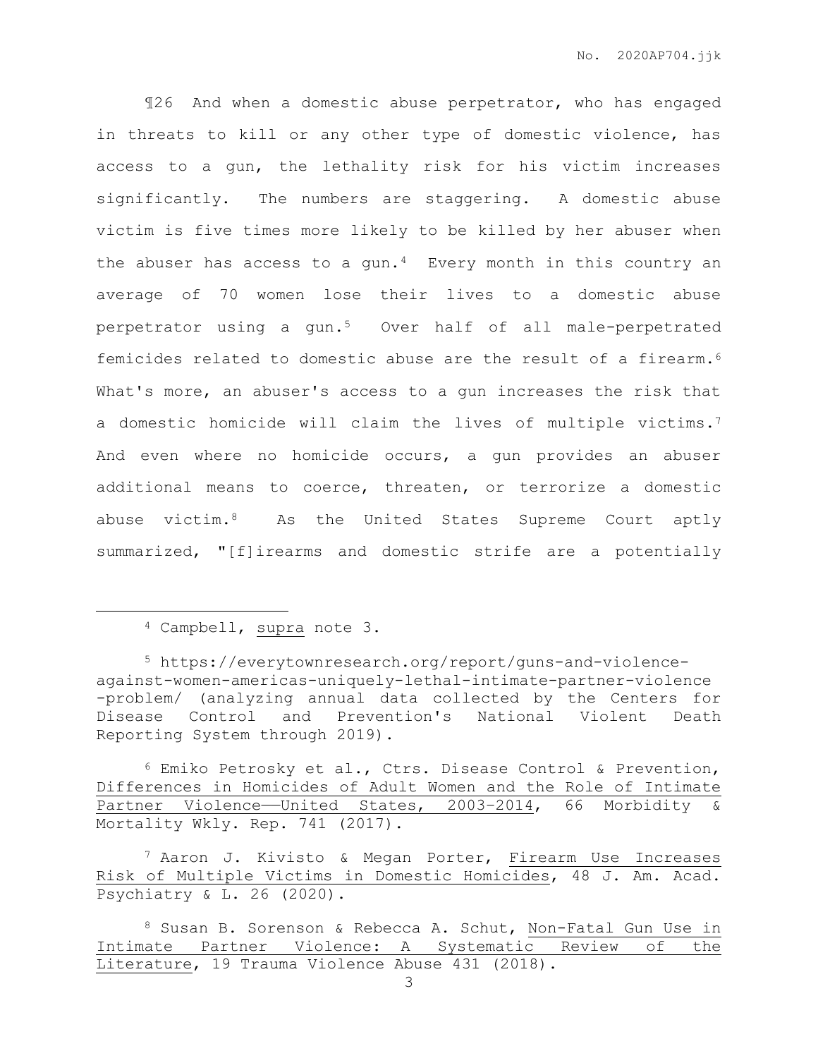¶26 And when a domestic abuse perpetrator, who has engaged in threats to kill or any other type of domestic violence, has access to a gun, the lethality risk for his victim increases significantly. The numbers are staggering. A domestic abuse victim is five times more likely to be killed by her abuser when the abuser has access to a gun.[4] Every month in this country an average of 70 women lose their lives to a domestic abuse perpetrator using a gun.[5] Over half of all male-perpetrated femicides related to domestic abuse are the result of a firearm.[6] What's more, an abuser's access to a gun increases the risk that a domestic homicide will claim the lives of multiple victims.[7] And even where no homicide occurs, a gun provides an abuser additional means to coerce, threaten, or terrorize a domestic abuse victim.[8] As the United States Supreme Court aptly summarized, "[f]irearms and domestic strife are a potentially

---

[4] Campbell, <u>supra</u> note 3.

[5] https://everytownresearch.org/report/guns-and-violence-against-women-americas-uniquely-lethal-intimate-partner-violence-problem/ (analyzing annual data collected by the Centers for Disease Control and Prevention's National Violent Death Reporting System through 2019).

[6] Emiko Petrosky et al., Ctrs. Disease Control & Prevention, <u>Differences in Homicides of Adult Women and the Role of Intimate Partner Violence——United States, 2003–2014</u>, 66 Morbidity & Mortality Wkly. Rep. 741 (2017).

[7] Aaron J. Kivisto & Megan Porter, <u>Firearm Use Increases Risk of Multiple Victims in Domestic Homicides</u>, 48 J. Am. Acad. Psychiatry & L. 26 (2020).

[8] Susan B. Sorenson & Rebecca A. Schut, <u>Non-Fatal Gun Use in Intimate Partner Violence: A Systematic Review of the Literature</u>, 19 Trauma Violence Abuse 431 (2018).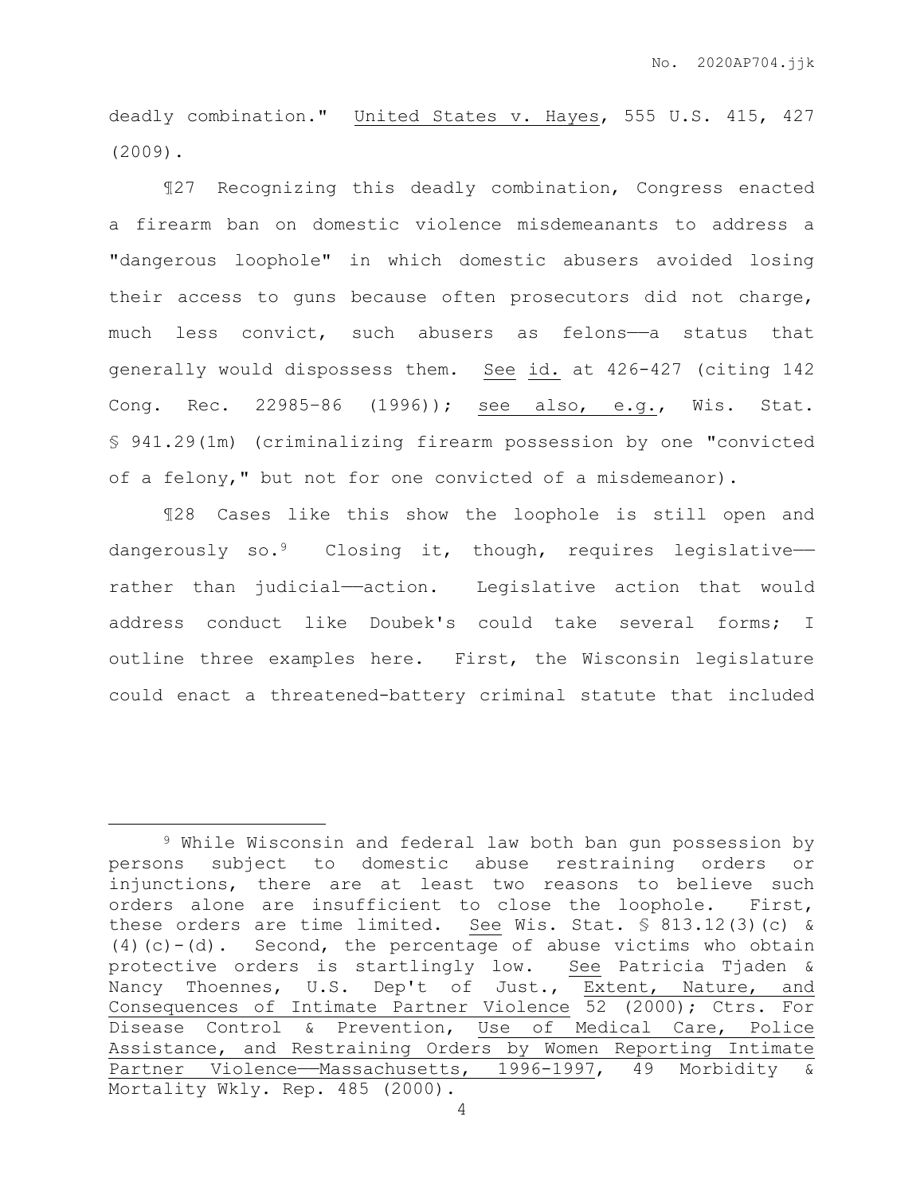deadly combination." United States v. Hayes, 555 U.S. 415, 427 (2009).

¶27 Recognizing this deadly combination, Congress enacted a firearm ban on domestic violence misdemeanants to address a "dangerous loophole" in which domestic abusers avoided losing their access to guns because often prosecutors did not charge, much less convict, such abusers as felons——a status that generally would dispossess them. See id. at 426-427 (citing 142 Cong. Rec. 22985–86 (1996)); see also, e.g., Wis. Stat. § 941.29(1m) (criminalizing firearm possession by one "convicted of a felony," but not for one convicted of a misdemeanor).

¶28 Cases like this show the loophole is still open and dangerously so.[9] Closing it, though, requires legislative——rather than judicial——action. Legislative action that would address conduct like Doubek's could take several forms; I outline three examples here. First, the Wisconsin legislature could enact a threatened-battery criminal statute that included

---

[9] While Wisconsin and federal law both ban gun possession by persons subject to domestic abuse restraining orders or injunctions, there are at least two reasons to believe such orders alone are insufficient to close the loophole. First, these orders are time limited. See Wis. Stat. § 813.12(3)(c) & (4)(c)-(d). Second, the percentage of abuse victims who obtain protective orders is startlingly low. See Patricia Tjaden & Nancy Thoennes, U.S. Dep't of Just., Extent, Nature, and Consequences of Intimate Partner Violence 52 (2000); Ctrs. For Disease Control & Prevention, Use of Medical Care, Police Assistance, and Restraining Orders by Women Reporting Intimate Partner Violence——Massachusetts, 1996-1997, 49 Morbidity & Mortality Wkly. Rep. 485 (2000).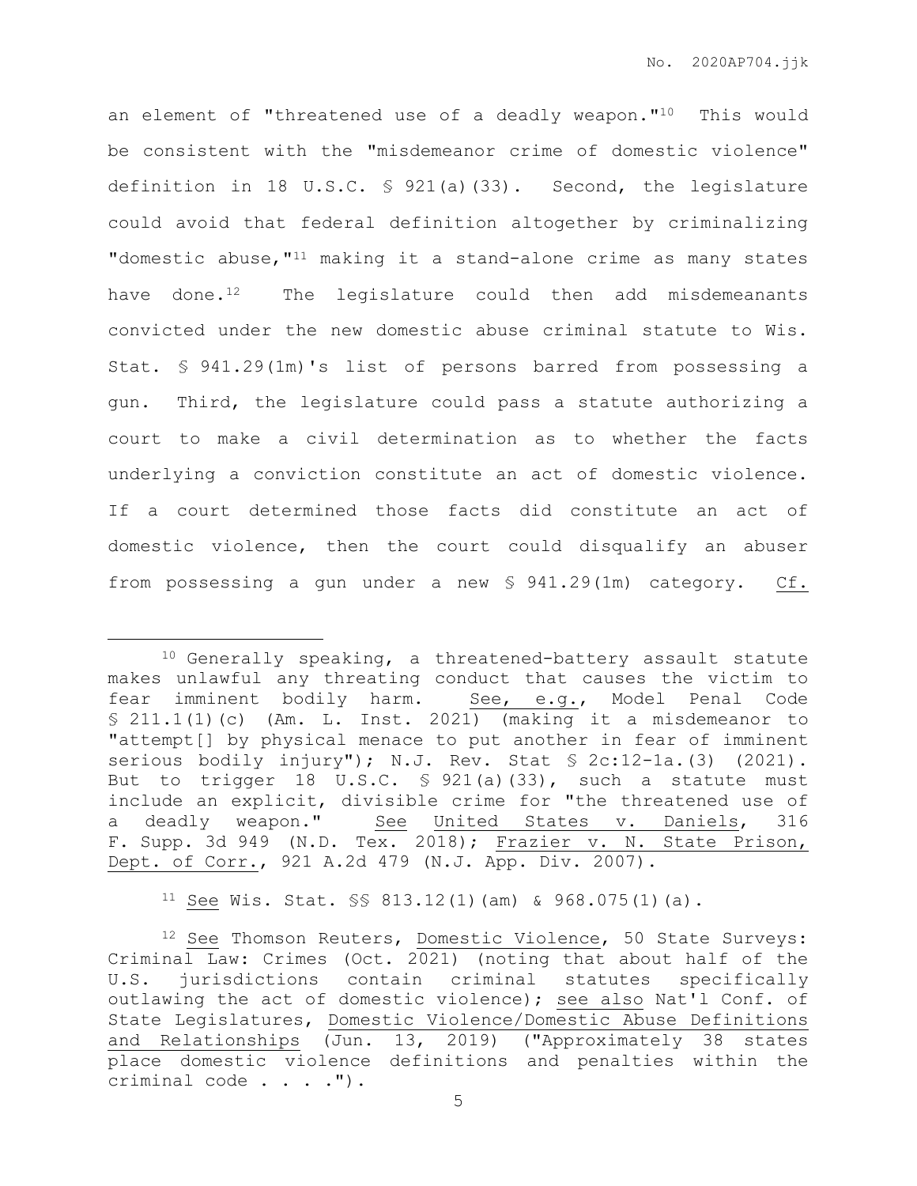an element of "threatened use of a deadly weapon."[10] This would be consistent with the "misdemeanor crime of domestic violence" definition in 18 U.S.C. § 921(a)(33). Second, the legislature could avoid that federal definition altogether by criminalizing "domestic abuse,"[11] making it a stand-alone crime as many states have done.[12] The legislature could then add misdemeanants convicted under the new domestic abuse criminal statute to Wis. Stat. § 941.29(1m)'s list of persons barred from possessing a gun. Third, the legislature could pass a statute authorizing a court to make a civil determination as to whether the facts underlying a conviction constitute an act of domestic violence. If a court determined those facts did constitute an act of domestic violence, then the court could disqualify an abuser from possessing a gun under a new § 941.29(1m) category. Cf.

---

[10] Generally speaking, a threatened-battery assault statute makes unlawful any threating conduct that causes the victim to fear imminent bodily harm. See, e.g., Model Penal Code § 211.1(1)(c) (Am. L. Inst. 2021) (making it a misdemeanor to "attempt[] by physical menace to put another in fear of imminent serious bodily injury"); N.J. Rev. Stat § 2c:12-1a.(3) (2021). But to trigger 18 U.S.C. § 921(a)(33), such a statute must include an explicit, divisible crime for "the threatened use of a deadly weapon." See United States v. Daniels, 316 F. Supp. 3d 949 (N.D. Tex. 2018); Frazier v. N. State Prison, Dept. of Corr., 921 A.2d 479 (N.J. App. Div. 2007).

[11] See Wis. Stat. §§ 813.12(1)(am) & 968.075(1)(a).

[12] See Thomson Reuters, Domestic Violence, 50 State Surveys: Criminal Law: Crimes (Oct. 2021) (noting that about half of the U.S. jurisdictions contain criminal statutes specifically outlawing the act of domestic violence); see also Nat'l Conf. of State Legislatures, Domestic Violence/Domestic Abuse Definitions and Relationships (Jun. 13, 2019) ("Approximately 38 states place domestic violence definitions and penalties within the criminal code . . . .").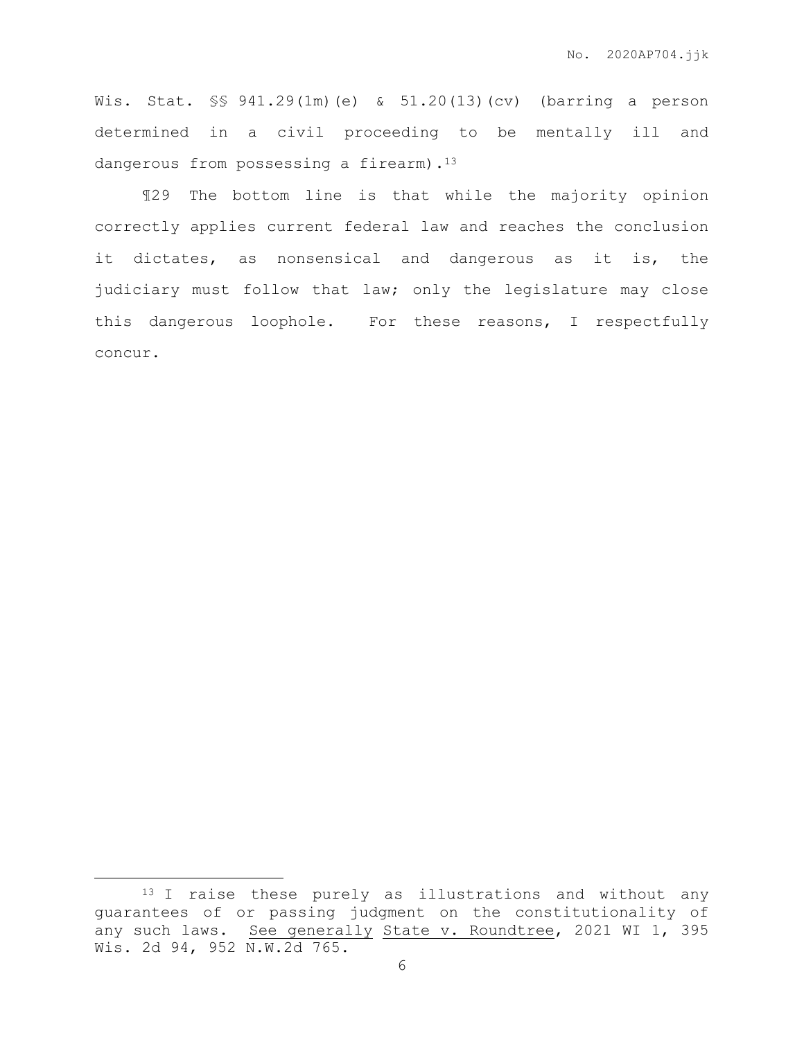Wis. Stat. §§ 941.29(1m)(e) & 51.20(13)(cv) (barring a person determined in a civil proceeding to be mentally ill and dangerous from possessing a firearm).[13]

¶29 The bottom line is that while the majority opinion correctly applies current federal law and reaches the conclusion it dictates, as nonsensical and dangerous as it is, the judiciary must follow that law; only the legislature may close this dangerous loophole. For these reasons, I respectfully concur.

---

[13] I raise these purely as illustrations and without any guarantees of or passing judgment on the constitutionality of any such laws. See generally State v. Roundtree, 2021 WI 1, 395 Wis. 2d 94, 952 N.W.2d 765.